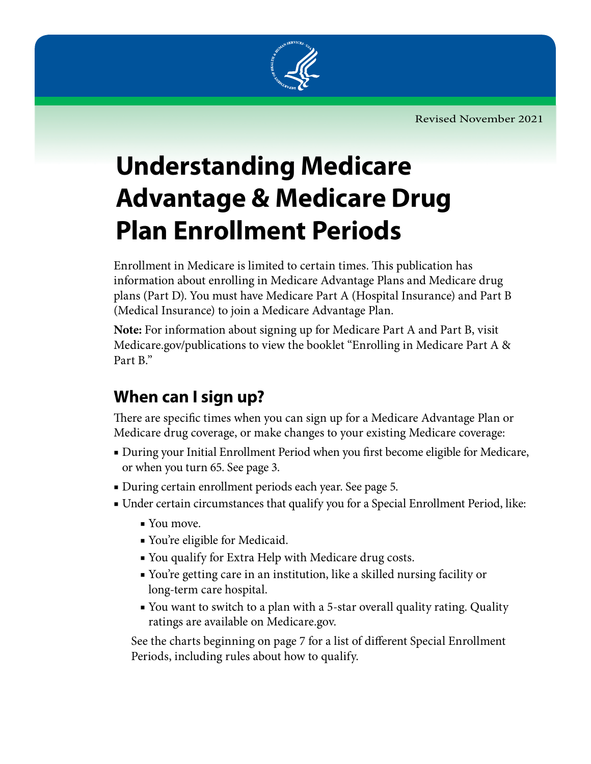Revised November 2021

# Understanding Medicare Advantage & Medicare Drug Plan Enrollment Periods

Enrollment in Medicare is limited to certain times. This publication has information about enrolling in Medicare Advantage Plans and Medicare drug plans (Part D). You must have Medicare Part A (Hospital Insurance) and Part B (Medical Insurance) to join a Medicare Advantage Plan.

**Note:** For information about signing up for Medicare Part A and Part B, visit Medicare.gov/publications to view the booklet "Enrolling in Medicare Part A & Part B."

## When can I sign up?

There are specific times when you can sign up for a Medicare Advantage Plan or Medicare drug coverage, or make changes to your existing Medicare coverage:

- During your Initial Enrollment Period when you first become eligible for Medicare, or when you turn 65. See page 3.
- During certain enrollment periods each year. See page 5.
- Under certain circumstances that qualify you for a Special Enrollment Period, like:
  - You move.
  - You're eligible for Medicaid.
  - You qualify for Extra Help with Medicare drug costs.
  - You're getting care in an institution, like a skilled nursing facility or long-term care hospital.
  - You want to switch to a plan with a 5-star overall quality rating. Quality ratings are available on Medicare.gov.

  See the charts beginning on page 7 for a list of different Special Enrollment Periods, including rules about how to qualify.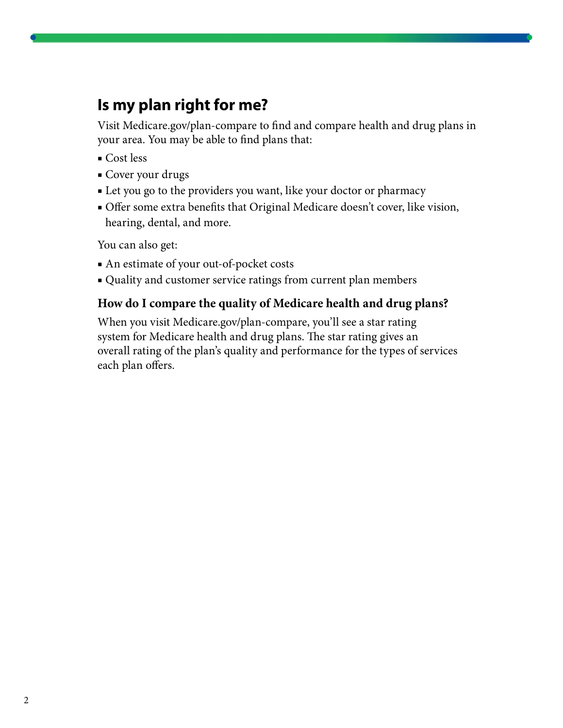## Is my plan right for me?

Visit Medicare.gov/plan-compare to find and compare health and drug plans in your area. You may be able to find plans that:

- Cost less
- Cover your drugs
- Let you go to the providers you want, like your doctor or pharmacy
- Offer some extra benefits that Original Medicare doesn't cover, like vision, hearing, dental, and more.

You can also get:

- An estimate of your out-of-pocket costs
- Quality and customer service ratings from current plan members

### How do I compare the quality of Medicare health and drug plans?

When you visit Medicare.gov/plan-compare, you'll see a star rating system for Medicare health and drug plans. The star rating gives an overall rating of the plan's quality and performance for the types of services each plan offers.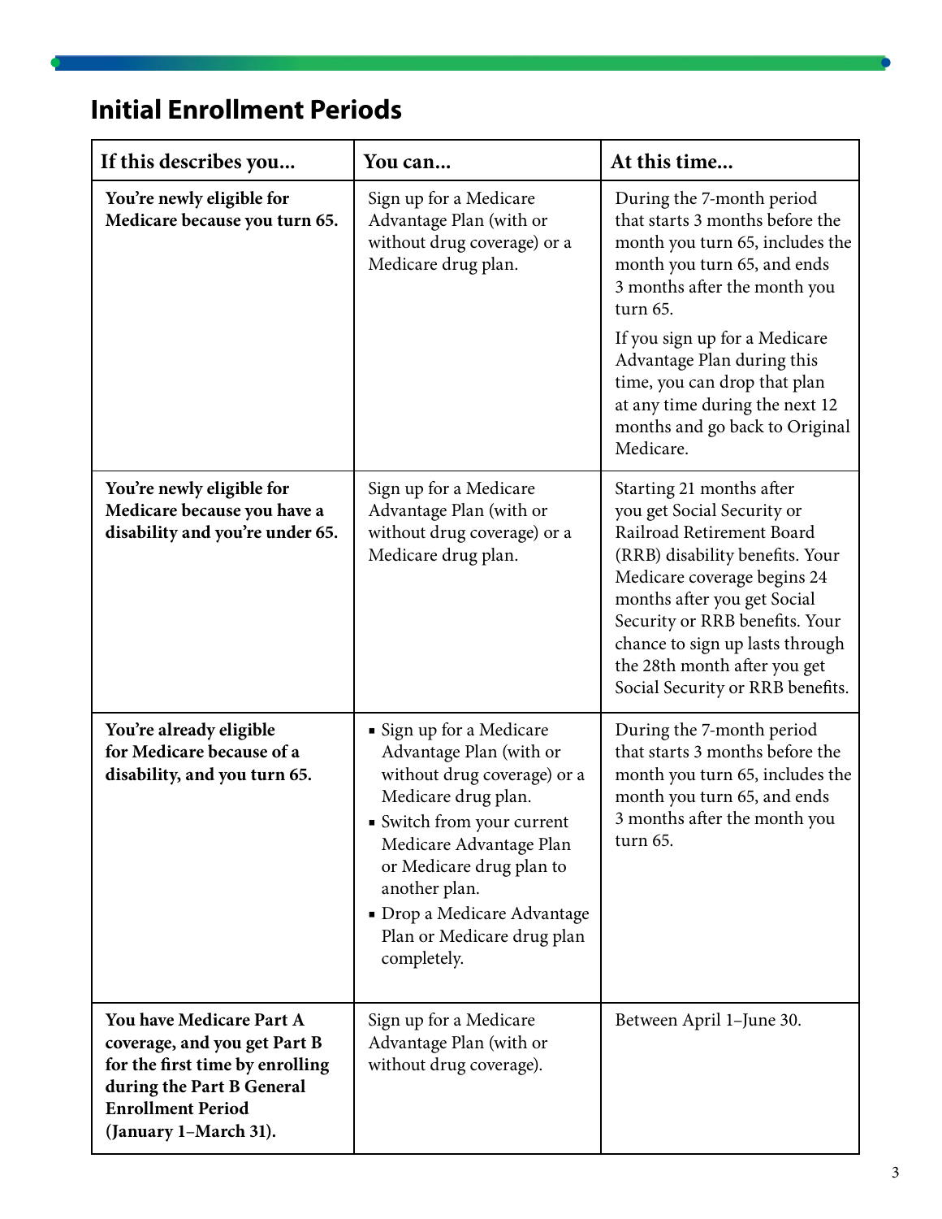## Initial Enrollment Periods

| If this describes you... | You can... | At this time... |
|---|---|---|
| **You're newly eligible for Medicare because you turn 65.** | Sign up for a Medicare Advantage Plan (with or without drug coverage) or a Medicare drug plan. | During the 7-month period that starts 3 months before the month you turn 65, includes the month you turn 65, and ends 3 months after the month you turn 65.<br><br>If you sign up for a Medicare Advantage Plan during this time, you can drop that plan at any time during the next 12 months and go back to Original Medicare. |
| **You're newly eligible for Medicare because you have a disability and you're under 65.** | Sign up for a Medicare Advantage Plan (with or without drug coverage) or a Medicare drug plan. | Starting 21 months after you get Social Security or Railroad Retirement Board (RRB) disability benefits. Your Medicare coverage begins 24 months after you get Social Security or RRB benefits. Your chance to sign up lasts through the 28th month after you get Social Security or RRB benefits. |
| **You're already eligible for Medicare because of a disability, and you turn 65.** | ▪ Sign up for a Medicare Advantage Plan (with or without drug coverage) or a Medicare drug plan.<br>▪ Switch from your current Medicare Advantage Plan or Medicare drug plan to another plan.<br>▪ Drop a Medicare Advantage Plan or Medicare drug plan completely. | During the 7-month period that starts 3 months before the month you turn 65, includes the month you turn 65, and ends 3 months after the month you turn 65. |
| **You have Medicare Part A coverage, and you get Part B for the first time by enrolling during the Part B General Enrollment Period (January 1–March 31).** | Sign up for a Medicare Advantage Plan (with or without drug coverage). | Between April 1–June 30. |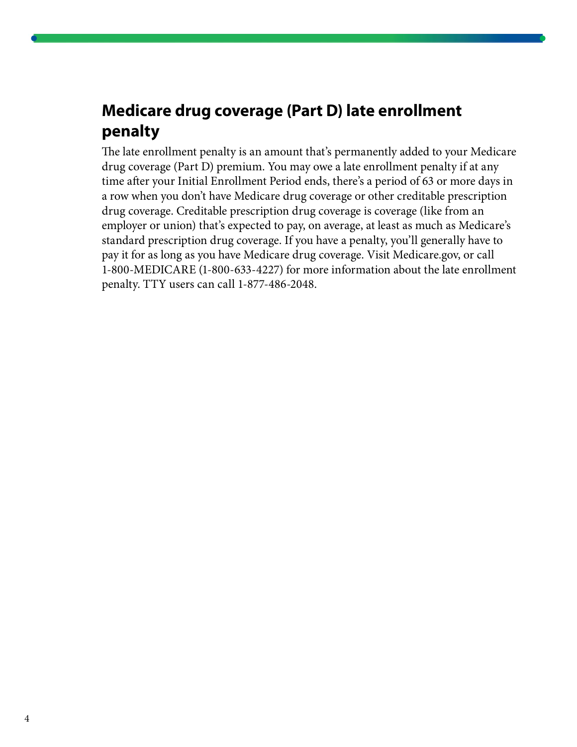## Medicare drug coverage (Part D) late enrollment penalty

The late enrollment penalty is an amount that's permanently added to your Medicare drug coverage (Part D) premium. You may owe a late enrollment penalty if at any time after your Initial Enrollment Period ends, there's a period of 63 or more days in a row when you don't have Medicare drug coverage or other creditable prescription drug coverage. Creditable prescription drug coverage is coverage (like from an employer or union) that's expected to pay, on average, at least as much as Medicare's standard prescription drug coverage. If you have a penalty, you'll generally have to pay it for as long as you have Medicare drug coverage. Visit Medicare.gov, or call 1-800-MEDICARE (1-800-633-4227) for more information about the late enrollment penalty. TTY users can call 1-877-486-2048.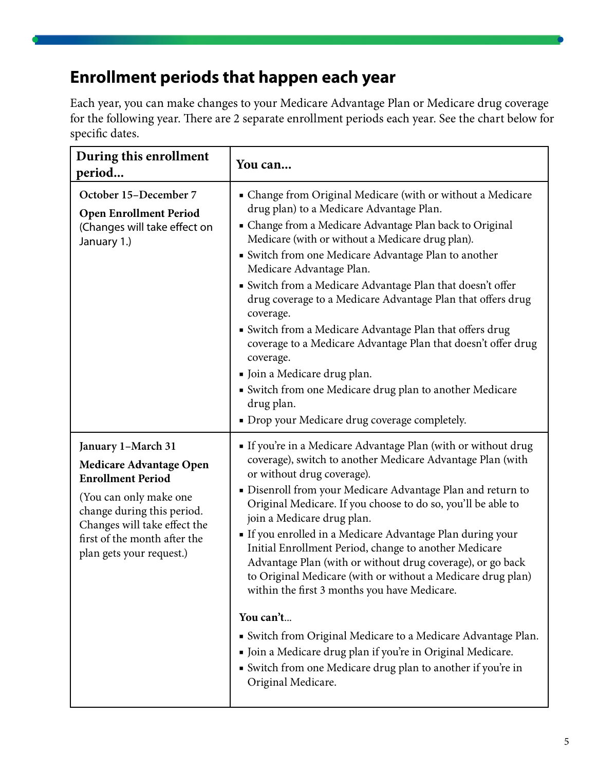## Enrollment periods that happen each year

Each year, you can make changes to your Medicare Advantage Plan or Medicare drug coverage for the following year. There are 2 separate enrollment periods each year. See the chart below for specific dates.

| During this enrollment period... | You can... |
|---|---|
| **October 15–December 7**<br>**Open Enrollment Period**<br>(Changes will take effect on January 1.) | ▪ Change from Original Medicare (with or without a Medicare drug plan) to a Medicare Advantage Plan.<br>▪ Change from a Medicare Advantage Plan back to Original Medicare (with or without a Medicare drug plan).<br>▪ Switch from one Medicare Advantage Plan to another Medicare Advantage Plan.<br>▪ Switch from a Medicare Advantage Plan that doesn't offer drug coverage to a Medicare Advantage Plan that offers drug coverage.<br>▪ Switch from a Medicare Advantage Plan that offers drug coverage to a Medicare Advantage Plan that doesn't offer drug coverage.<br>▪ Join a Medicare drug plan.<br>▪ Switch from one Medicare drug plan to another Medicare drug plan.<br>▪ Drop your Medicare drug coverage completely. |
| **January 1–March 31**<br>**Medicare Advantage Open Enrollment Period**<br>(You can only make one change during this period. Changes will take effect the first of the month after the plan gets your request.) | ▪ If you're in a Medicare Advantage Plan (with or without drug coverage), switch to another Medicare Advantage Plan (with or without drug coverage).<br>▪ Disenroll from your Medicare Advantage Plan and return to Original Medicare. If you choose to do so, you'll be able to join a Medicare drug plan.<br>▪ If you enrolled in a Medicare Advantage Plan during your Initial Enrollment Period, change to another Medicare Advantage Plan (with or without drug coverage), or go back to Original Medicare (with or without a Medicare drug plan) within the first 3 months you have Medicare.<br><br>**You can't...**<br>▪ Switch from Original Medicare to a Medicare Advantage Plan.<br>▪ Join a Medicare drug plan if you're in Original Medicare.<br>▪ Switch from one Medicare drug plan to another if you're in Original Medicare. |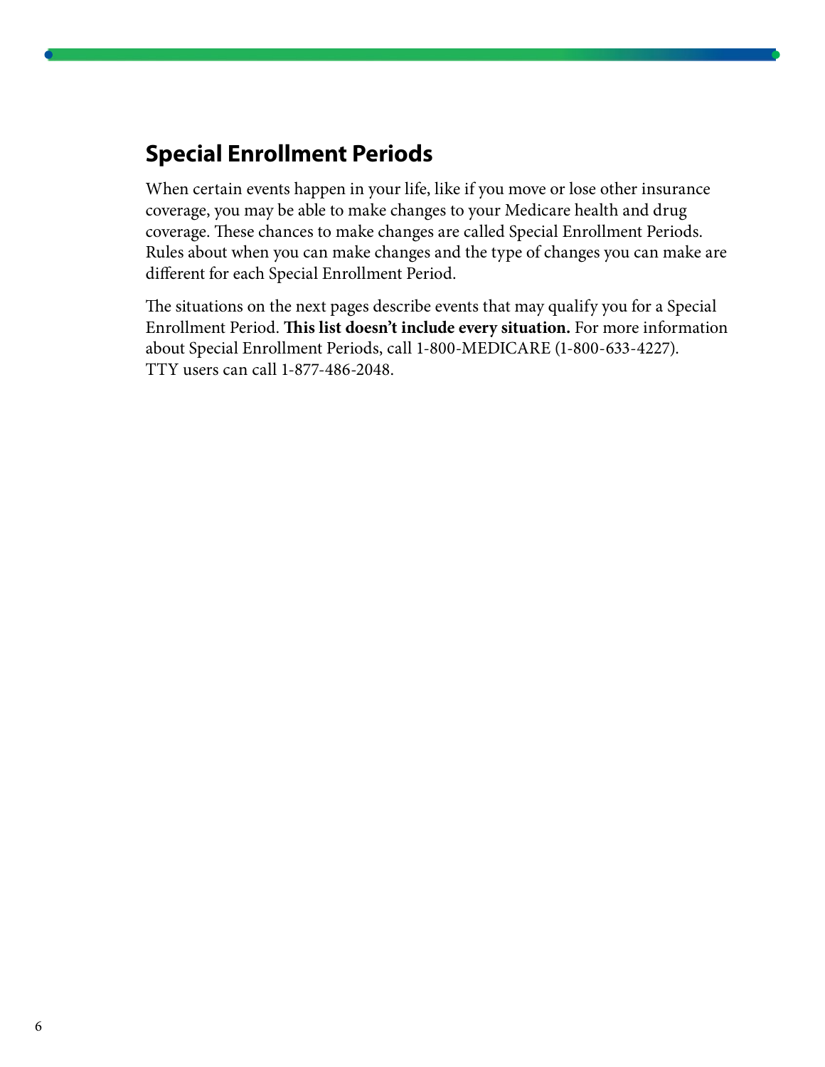## Special Enrollment Periods

When certain events happen in your life, like if you move or lose other insurance coverage, you may be able to make changes to your Medicare health and drug coverage. These chances to make changes are called Special Enrollment Periods. Rules about when you can make changes and the type of changes you can make are different for each Special Enrollment Period.

The situations on the next pages describe events that may qualify you for a Special Enrollment Period. **This list doesn't include every situation.** For more information about Special Enrollment Periods, call 1-800-MEDICARE (1-800-633-4227). TTY users can call 1-877-486-2048.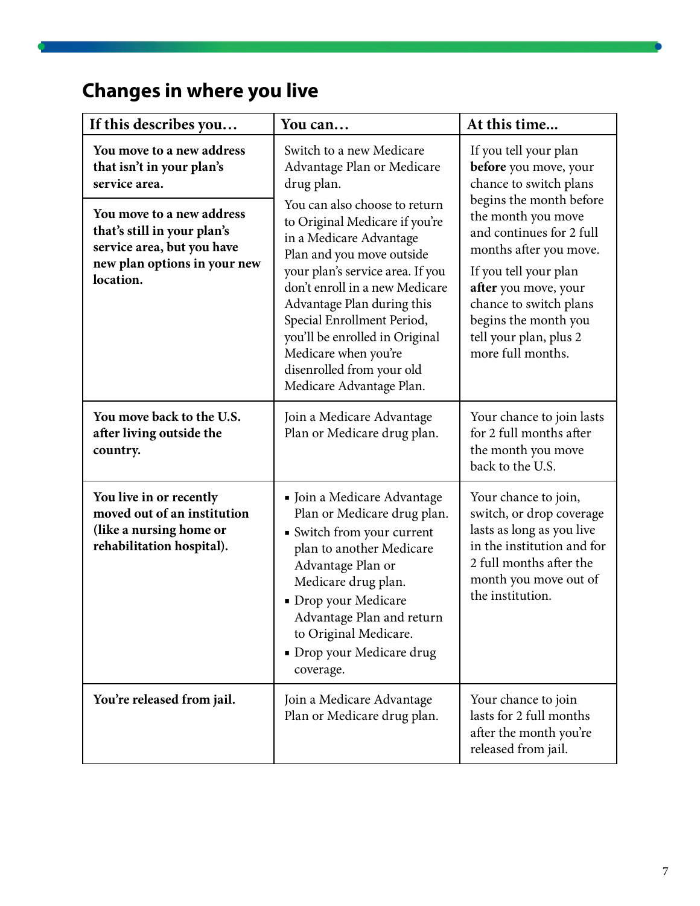## Changes in where you live

| If this describes you… | You can… | At this time... |
|---|---|---|
| **You move to a new address that isn't in your plan's service area.** | Switch to a new Medicare Advantage Plan or Medicare drug plan.<br><br>You can also choose to return to Original Medicare if you're in a Medicare Advantage Plan and you move outside your plan's service area. If you don't enroll in a new Medicare Advantage Plan during this Special Enrollment Period, you'll be enrolled in Original Medicare when you're disenrolled from your old Medicare Advantage Plan. | If you tell your plan **before** you move, your chance to switch plans begins the month before the month you move and continues for 2 full months after you move.<br><br>If you tell your plan **after** you move, your chance to switch plans begins the month you tell your plan, plus 2 more full months. |
| **You move to a new address that's still in your plan's service area, but you have new plan options in your new location.** | | |
| **You move back to the U.S. after living outside the country.** | Join a Medicare Advantage Plan or Medicare drug plan. | Your chance to join lasts for 2 full months after the month you move back to the U.S. |
| **You live in or recently moved out of an institution (like a nursing home or rehabilitation hospital).** | ▪ Join a Medicare Advantage Plan or Medicare drug plan.<br>▪ Switch from your current plan to another Medicare Advantage Plan or Medicare drug plan.<br>▪ Drop your Medicare Advantage Plan and return to Original Medicare.<br>▪ Drop your Medicare drug coverage. | Your chance to join, switch, or drop coverage lasts as long as you live in the institution and for 2 full months after the month you move out of the institution. |
| **You're released from jail.** | Join a Medicare Advantage Plan or Medicare drug plan. | Your chance to join lasts for 2 full months after the month you're released from jail. |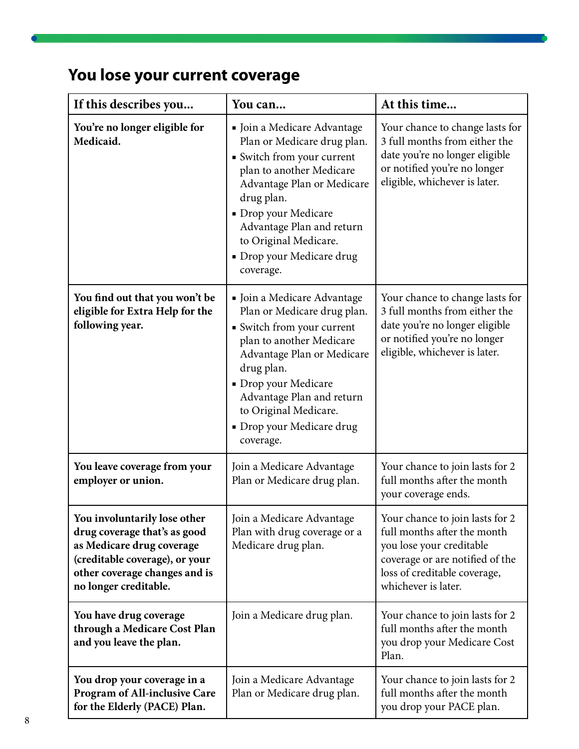## You lose your current coverage

| If this describes you... | You can... | At this time... |
|---|---|---|
| **You're no longer eligible for Medicaid.** | ▪ Join a Medicare Advantage Plan or Medicare drug plan.<br>▪ Switch from your current plan to another Medicare Advantage Plan or Medicare drug plan.<br>▪ Drop your Medicare Advantage Plan and return to Original Medicare.<br>▪ Drop your Medicare drug coverage. | Your chance to change lasts for 3 full months from either the date you're no longer eligible or notified you're no longer eligible, whichever is later. |
| **You find out that you won't be eligible for Extra Help for the following year.** | ▪ Join a Medicare Advantage Plan or Medicare drug plan.<br>▪ Switch from your current plan to another Medicare Advantage Plan or Medicare drug plan.<br>▪ Drop your Medicare Advantage Plan and return to Original Medicare.<br>▪ Drop your Medicare drug coverage. | Your chance to change lasts for 3 full months from either the date you're no longer eligible or notified you're no longer eligible, whichever is later. |
| **You leave coverage from your employer or union.** | Join a Medicare Advantage Plan or Medicare drug plan. | Your chance to join lasts for 2 full months after the month your coverage ends. |
| **You involuntarily lose other drug coverage that's as good as Medicare drug coverage (creditable coverage), or your other coverage changes and is no longer creditable.** | Join a Medicare Advantage Plan with drug coverage or a Medicare drug plan. | Your chance to join lasts for 2 full months after the month you lose your creditable coverage or are notified of the loss of creditable coverage, whichever is later. |
| **You have drug coverage through a Medicare Cost Plan and you leave the plan.** | Join a Medicare drug plan. | Your chance to join lasts for 2 full months after the month you drop your Medicare Cost Plan. |
| **You drop your coverage in a Program of All-inclusive Care for the Elderly (PACE) Plan.** | Join a Medicare Advantage Plan or Medicare drug plan. | Your chance to join lasts for 2 full months after the month you drop your PACE plan. |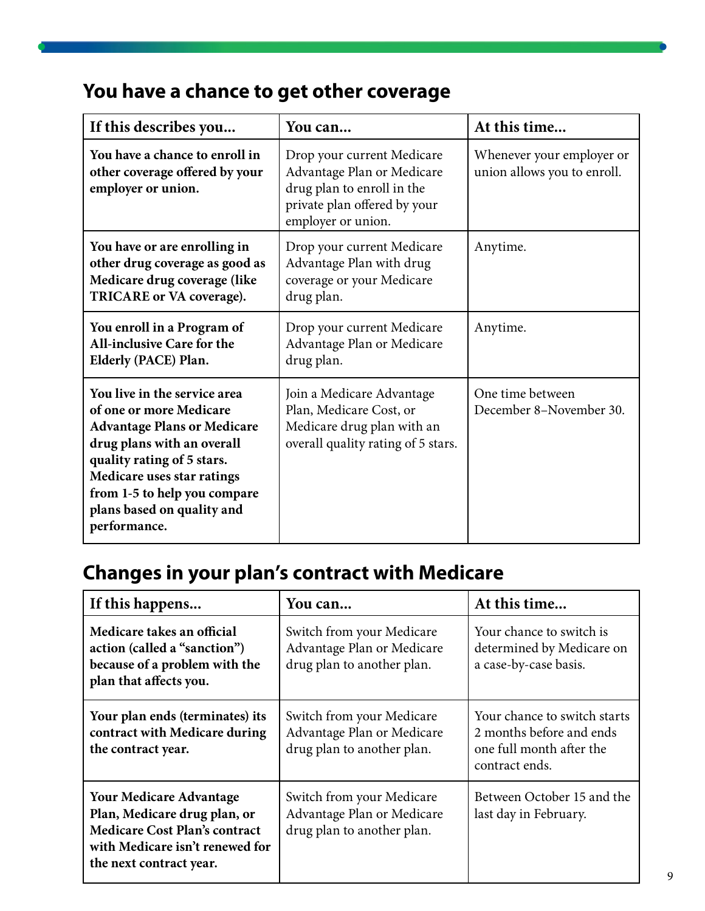## You have a chance to get other coverage

| If this describes you... | You can... | At this time... |
| --- | --- | --- |
| **You have a chance to enroll in other coverage offered by your employer or union.** | Drop your current Medicare Advantage Plan or Medicare drug plan to enroll in the private plan offered by your employer or union. | Whenever your employer or union allows you to enroll. |
| **You have or are enrolling in other drug coverage as good as Medicare drug coverage (like TRICARE or VA coverage).** | Drop your current Medicare Advantage Plan with drug coverage or your Medicare drug plan. | Anytime. |
| **You enroll in a Program of All-inclusive Care for the Elderly (PACE) Plan.** | Drop your current Medicare Advantage Plan or Medicare drug plan. | Anytime. |
| **You live in the service area of one or more Medicare Advantage Plans or Medicare drug plans with an overall quality rating of 5 stars. Medicare uses star ratings from 1-5 to help you compare plans based on quality and performance.** | Join a Medicare Advantage Plan, Medicare Cost, or Medicare drug plan with an overall quality rating of 5 stars. | One time between December 8–November 30. |

## Changes in your plan's contract with Medicare

| If this happens... | You can... | At this time... |
| --- | --- | --- |
| **Medicare takes an official action (called a "sanction") because of a problem with the plan that affects you.** | Switch from your Medicare Advantage Plan or Medicare drug plan to another plan. | Your chance to switch is determined by Medicare on a case-by-case basis. |
| **Your plan ends (terminates) its contract with Medicare during the contract year.** | Switch from your Medicare Advantage Plan or Medicare drug plan to another plan. | Your chance to switch starts 2 months before and ends one full month after the contract ends. |
| **Your Medicare Advantage Plan, Medicare drug plan, or Medicare Cost Plan's contract with Medicare isn't renewed for the next contract year.** | Switch from your Medicare Advantage Plan or Medicare drug plan to another plan. | Between October 15 and the last day in February. |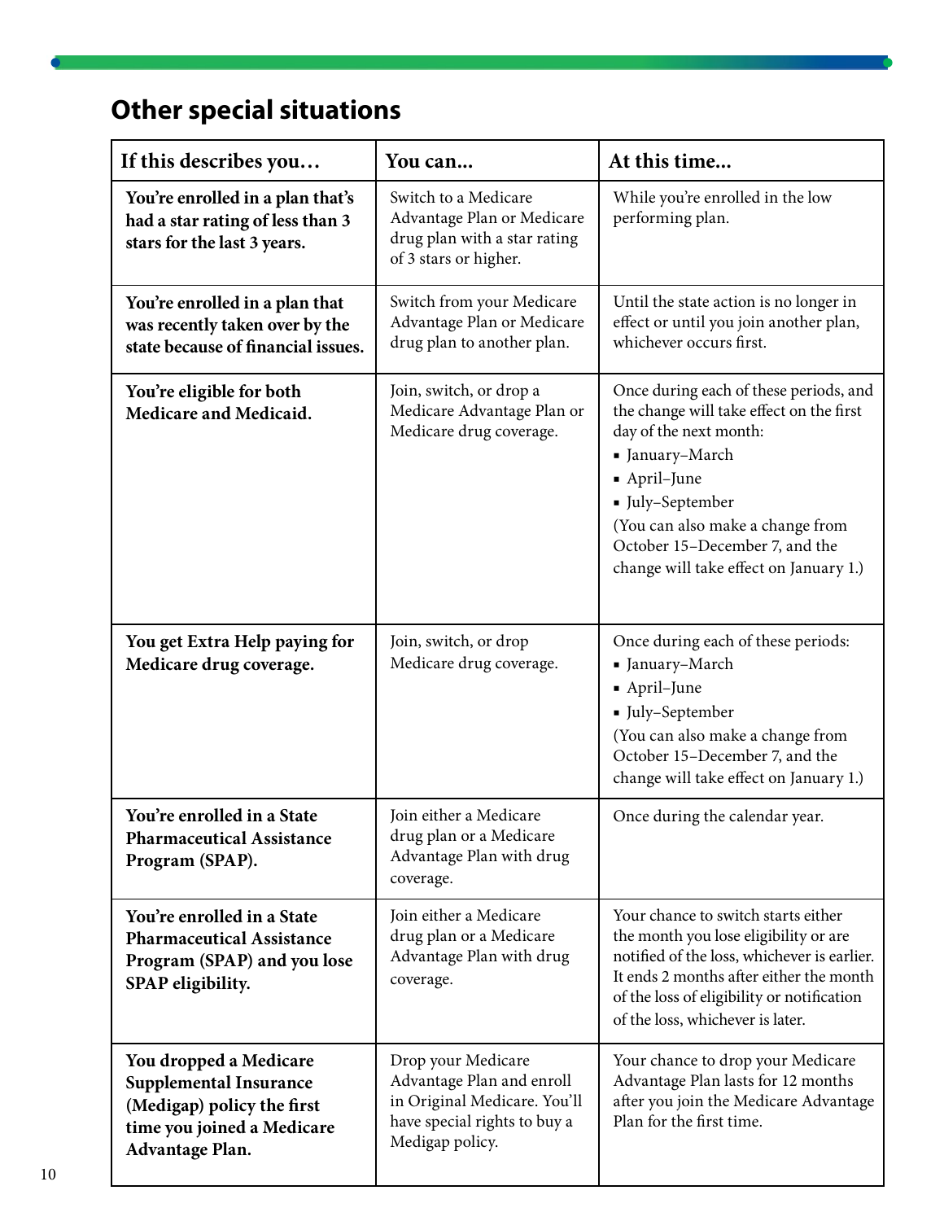## Other special situations

| If this describes you… | You can... | At this time... |
| --- | --- | --- |
| **You're enrolled in a plan that's had a star rating of less than 3 stars for the last 3 years.** | Switch to a Medicare Advantage Plan or Medicare drug plan with a star rating of 3 stars or higher. | While you're enrolled in the low performing plan. |
| **You're enrolled in a plan that was recently taken over by the state because of financial issues.** | Switch from your Medicare Advantage Plan or Medicare drug plan to another plan. | Until the state action is no longer in effect or until you join another plan, whichever occurs first. |
| **You're eligible for both Medicare and Medicaid.** | Join, switch, or drop a Medicare Advantage Plan or Medicare drug coverage. | Once during each of these periods, and the change will take effect on the first day of the next month:<br>▪ January–March<br>▪ April–June<br>▪ July–September<br>(You can also make a change from October 15–December 7, and the change will take effect on January 1.) |
| **You get Extra Help paying for Medicare drug coverage.** | Join, switch, or drop Medicare drug coverage. | Once during each of these periods:<br>▪ January–March<br>▪ April–June<br>▪ July–September<br>(You can also make a change from October 15–December 7, and the change will take effect on January 1.) |
| **You're enrolled in a State Pharmaceutical Assistance Program (SPAP).** | Join either a Medicare drug plan or a Medicare Advantage Plan with drug coverage. | Once during the calendar year. |
| **You're enrolled in a State Pharmaceutical Assistance Program (SPAP) and you lose SPAP eligibility.** | Join either a Medicare drug plan or a Medicare Advantage Plan with drug coverage. | Your chance to switch starts either the month you lose eligibility or are notified of the loss, whichever is earlier. It ends 2 months after either the month of the loss of eligibility or notification of the loss, whichever is later. |
| **You dropped a Medicare Supplemental Insurance (Medigap) policy the first time you joined a Medicare Advantage Plan.** | Drop your Medicare Advantage Plan and enroll in Original Medicare. You'll have special rights to buy a Medigap policy. | Your chance to drop your Medicare Advantage Plan lasts for 12 months after you join the Medicare Advantage Plan for the first time. |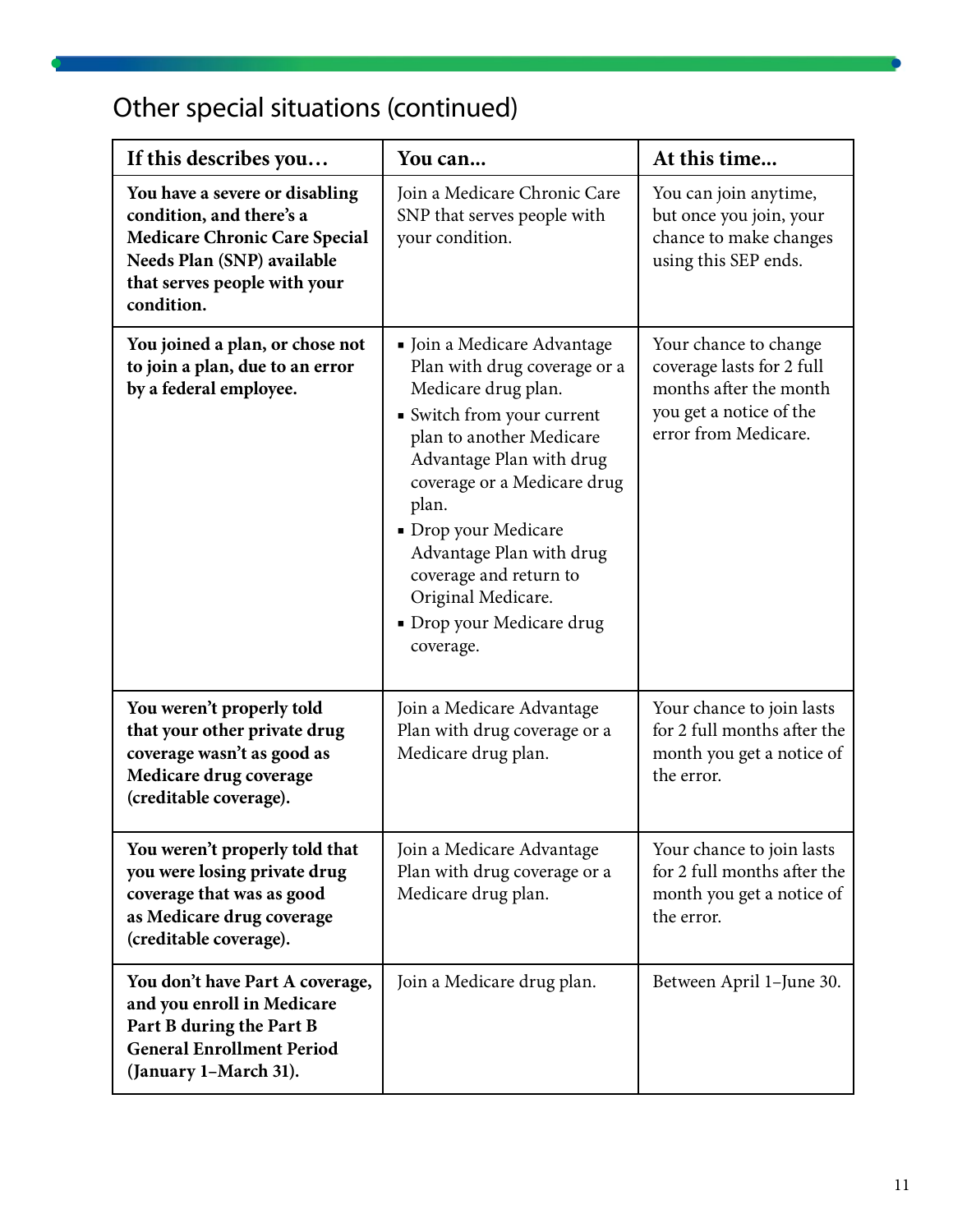## Other special situations (continued)

| If this describes you… | You can... | At this time... |
|---|---|---|
| **You have a severe or disabling condition, and there's a Medicare Chronic Care Special Needs Plan (SNP) available that serves people with your condition.** | Join a Medicare Chronic Care SNP that serves people with your condition. | You can join anytime, but once you join, your chance to make changes using this SEP ends. |
| **You joined a plan, or chose not to join a plan, due to an error by a federal employee.** | ▪ Join a Medicare Advantage Plan with drug coverage or a Medicare drug plan.<br>▪ Switch from your current plan to another Medicare Advantage Plan with drug coverage or a Medicare drug plan.<br>▪ Drop your Medicare Advantage Plan with drug coverage and return to Original Medicare.<br>▪ Drop your Medicare drug coverage. | Your chance to change coverage lasts for 2 full months after the month you get a notice of the error from Medicare. |
| **You weren't properly told that your other private drug coverage wasn't as good as Medicare drug coverage (creditable coverage).** | Join a Medicare Advantage Plan with drug coverage or a Medicare drug plan. | Your chance to join lasts for 2 full months after the month you get a notice of the error. |
| **You weren't properly told that you were losing private drug coverage that was as good as Medicare drug coverage (creditable coverage).** | Join a Medicare Advantage Plan with drug coverage or a Medicare drug plan. | Your chance to join lasts for 2 full months after the month you get a notice of the error. |
| **You don't have Part A coverage, and you enroll in Medicare Part B during the Part B General Enrollment Period (January 1–March 31).** | Join a Medicare drug plan. | Between April 1–June 30. |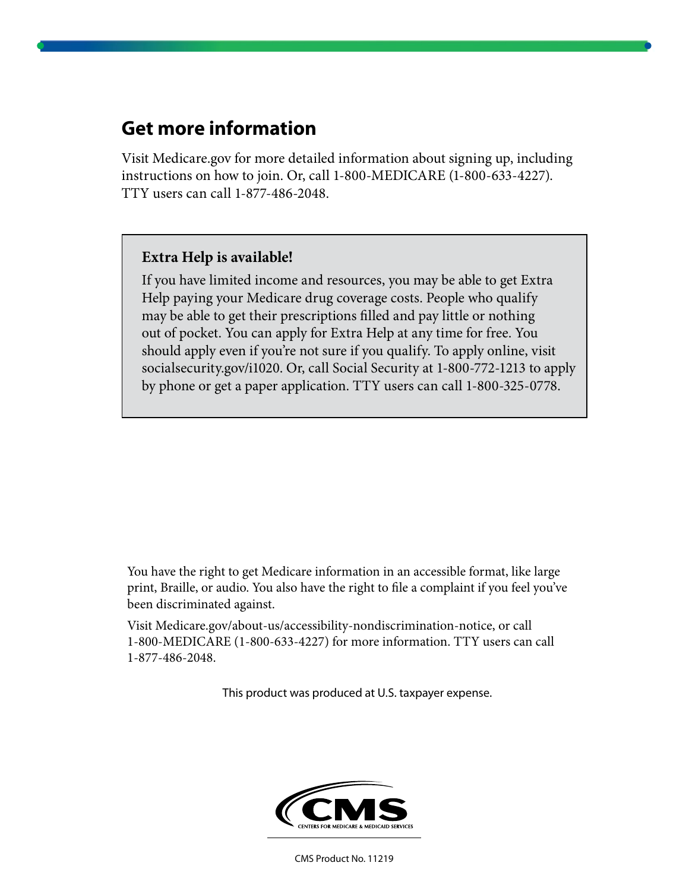## Get more information

Visit Medicare.gov for more detailed information about signing up, including instructions on how to join. Or, call 1-800-MEDICARE (1-800-633-4227). TTY users can call 1-877-486-2048.

**Extra Help is available!**

If you have limited income and resources, you may be able to get Extra Help paying your Medicare drug coverage costs. People who qualify may be able to get their prescriptions filled and pay little or nothing out of pocket. You can apply for Extra Help at any time for free. You should apply even if you're not sure if you qualify. To apply online, visit socialsecurity.gov/i1020. Or, call Social Security at 1-800-772-1213 to apply by phone or get a paper application. TTY users can call 1-800-325-0778.

You have the right to get Medicare information in an accessible format, like large print, Braille, or audio. You also have the right to file a complaint if you feel you've been discriminated against.

Visit Medicare.gov/about-us/accessibility-nondiscrimination-notice, or call 1-800-MEDICARE (1-800-633-4227) for more information. TTY users can call 1-877-486-2048.

This product was produced at U.S. taxpayer expense.

CMS
CENTERS FOR MEDICARE & MEDICAID SERVICES

CMS Product No. 11219